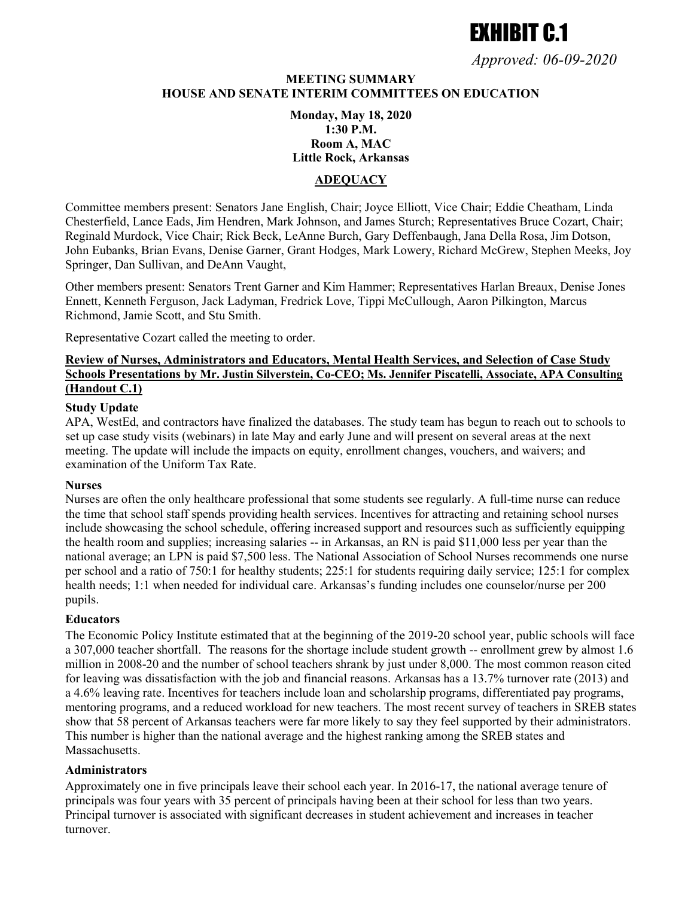EXHIBIT C.1

*Approved: 06-09-2020*

**MEETING SUMMARY**
**HOUSE AND SENATE INTERIM COMMITTEES ON EDUCATION**

**Monday, May 18, 2020**
**1:30 P.M.**
**Room A, MAC**
**Little Rock, Arkansas**

**ADEQUACY**

Committee members present: Senators Jane English, Chair; Joyce Elliott, Vice Chair; Eddie Cheatham, Linda Chesterfield, Lance Eads, Jim Hendren, Mark Johnson, and James Sturch; Representatives Bruce Cozart, Chair; Reginald Murdock, Vice Chair; Rick Beck, LeAnne Burch, Gary Deffenbaugh, Jana Della Rosa, Jim Dotson, John Eubanks, Brian Evans, Denise Garner, Grant Hodges, Mark Lowery, Richard McGrew, Stephen Meeks, Joy Springer, Dan Sullivan, and DeAnn Vaught,

Other members present: Senators Trent Garner and Kim Hammer; Representatives Harlan Breaux, Denise Jones Ennett, Kenneth Ferguson, Jack Ladyman, Fredrick Love, Tippi McCullough, Aaron Pilkington, Marcus Richmond, Jamie Scott, and Stu Smith.

Representative Cozart called the meeting to order.

**Review of Nurses, Administrators and Educators, Mental Health Services, and Selection of Case Study Schools Presentations by Mr. Justin Silverstein, Co-CEO; Ms. Jennifer Piscatelli, Associate, APA Consulting (Handout C.1)**

**Study Update**

APA, WestEd, and contractors have finalized the databases. The study team has begun to reach out to schools to set up case study visits (webinars) in late May and early June and will present on several areas at the next meeting. The update will include the impacts on equity, enrollment changes, vouchers, and waivers; and examination of the Uniform Tax Rate.

**Nurses**

Nurses are often the only healthcare professional that some students see regularly. A full-time nurse can reduce the time that school staff spends providing health services. Incentives for attracting and retaining school nurses include showcasing the school schedule, offering increased support and resources such as sufficiently equipping the health room and supplies; increasing salaries -- in Arkansas, an RN is paid $11,000 less per year than the national average; an LPN is paid $7,500 less. The National Association of School Nurses recommends one nurse per school and a ratio of 750:1 for healthy students; 225:1 for students requiring daily service; 125:1 for complex health needs; 1:1 when needed for individual care. Arkansas's funding includes one counselor/nurse per 200 pupils.

**Educators**

The Economic Policy Institute estimated that at the beginning of the 2019-20 school year, public schools will face a 307,000 teacher shortfall. The reasons for the shortage include student growth -- enrollment grew by almost 1.6 million in 2008-20 and the number of school teachers shrank by just under 8,000. The most common reason cited for leaving was dissatisfaction with the job and financial reasons. Arkansas has a 13.7% turnover rate (2013) and a 4.6% leaving rate. Incentives for teachers include loan and scholarship programs, differentiated pay programs, mentoring programs, and a reduced workload for new teachers. The most recent survey of teachers in SREB states show that 58 percent of Arkansas teachers were far more likely to say they feel supported by their administrators. This number is higher than the national average and the highest ranking among the SREB states and Massachusetts.

**Administrators**

Approximately one in five principals leave their school each year. In 2016-17, the national average tenure of principals was four years with 35 percent of principals having been at their school for less than two years. Principal turnover is associated with significant decreases in student achievement and increases in teacher turnover.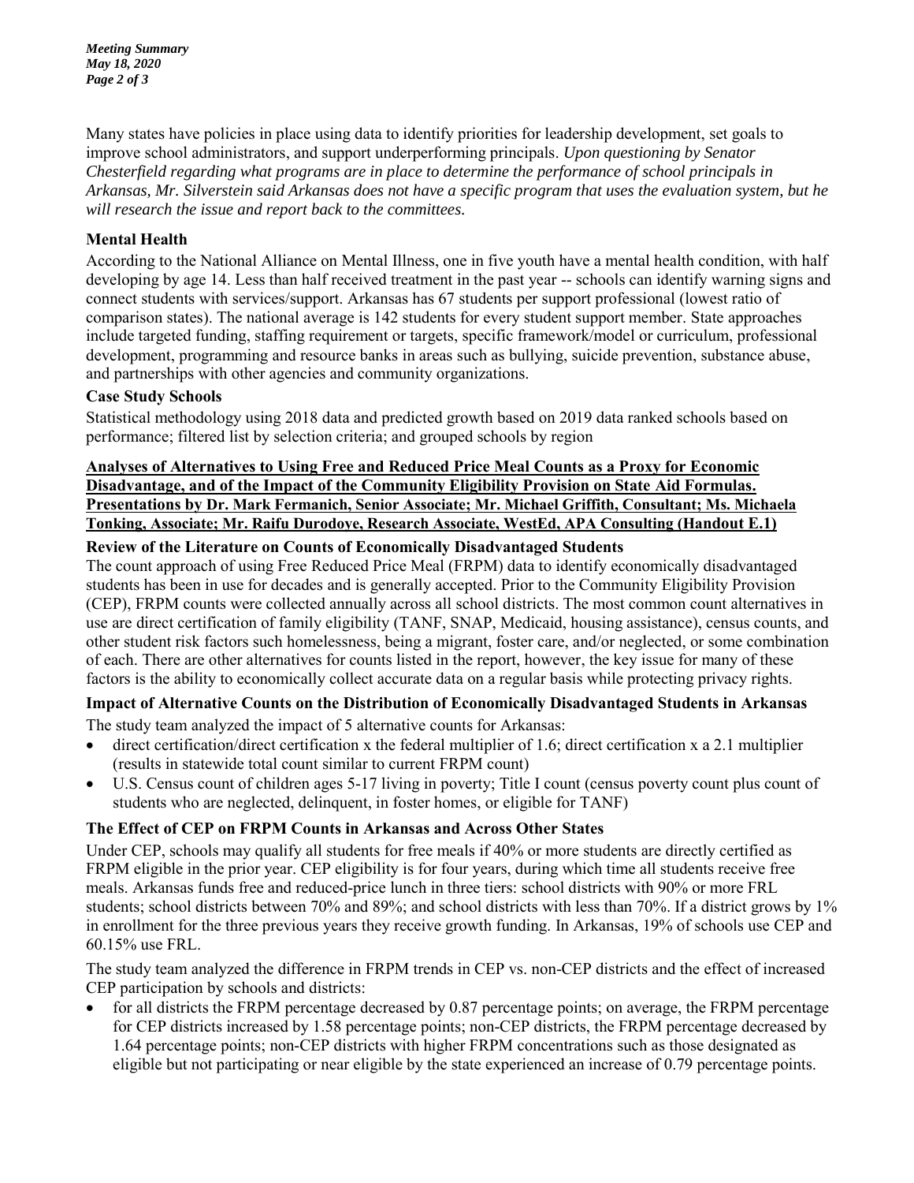Many states have policies in place using data to identify priorities for leadership development, set goals to improve school administrators, and support underperforming principals. *Upon questioning by Senator Chesterfield regarding what programs are in place to determine the performance of school principals in Arkansas, Mr. Silverstein said Arkansas does not have a specific program that uses the evaluation system, but he will research the issue and report back to the committees.*

**Mental Health**

According to the National Alliance on Mental Illness, one in five youth have a mental health condition, with half developing by age 14. Less than half received treatment in the past year -- schools can identify warning signs and connect students with services/support. Arkansas has 67 students per support professional (lowest ratio of comparison states). The national average is 142 students for every student support member. State approaches include targeted funding, staffing requirement or targets, specific framework/model or curriculum, professional development, programming and resource banks in areas such as bullying, suicide prevention, substance abuse, and partnerships with other agencies and community organizations.

**Case Study Schools**

Statistical methodology using 2018 data and predicted growth based on 2019 data ranked schools based on performance; filtered list by selection criteria; and grouped schools by region

**Analyses of Alternatives to Using Free and Reduced Price Meal Counts as a Proxy for Economic Disadvantage, and of the Impact of the Community Eligibility Provision on State Aid Formulas. Presentations by Dr. Mark Fermanich, Senior Associate; Mr. Michael Griffith, Consultant; Ms. Michaela Tonking, Associate; Mr. Raifu Durodoye, Research Associate, WestEd, APA Consulting (Handout E.1)**

**Review of the Literature on Counts of Economically Disadvantaged Students**

The count approach of using Free Reduced Price Meal (FRPM) data to identify economically disadvantaged students has been in use for decades and is generally accepted. Prior to the Community Eligibility Provision (CEP), FRPM counts were collected annually across all school districts. The most common count alternatives in use are direct certification of family eligibility (TANF, SNAP, Medicaid, housing assistance), census counts, and other student risk factors such homelessness, being a migrant, foster care, and/or neglected, or some combination of each. There are other alternatives for counts listed in the report, however, the key issue for many of these factors is the ability to economically collect accurate data on a regular basis while protecting privacy rights.

**Impact of Alternative Counts on the Distribution of Economically Disadvantaged Students in Arkansas**

The study team analyzed the impact of 5 alternative counts for Arkansas:

- direct certification/direct certification x the federal multiplier of 1.6; direct certification x a 2.1 multiplier (results in statewide total count similar to current FRPM count)
- U.S. Census count of children ages 5-17 living in poverty; Title I count (census poverty count plus count of students who are neglected, delinquent, in foster homes, or eligible for TANF)

**The Effect of CEP on FRPM Counts in Arkansas and Across Other States**

Under CEP, schools may qualify all students for free meals if 40% or more students are directly certified as FRPM eligible in the prior year. CEP eligibility is for four years, during which time all students receive free meals. Arkansas funds free and reduced-price lunch in three tiers: school districts with 90% or more FRL students; school districts between 70% and 89%; and school districts with less than 70%. If a district grows by 1% in enrollment for the three previous years they receive growth funding. In Arkansas, 19% of schools use CEP and 60.15% use FRL.

The study team analyzed the difference in FRPM trends in CEP vs. non-CEP districts and the effect of increased CEP participation by schools and districts:

- for all districts the FRPM percentage decreased by 0.87 percentage points; on average, the FRPM percentage for CEP districts increased by 1.58 percentage points; non-CEP districts, the FRPM percentage decreased by 1.64 percentage points; non-CEP districts with higher FRPM concentrations such as those designated as eligible but not participating or near eligible by the state experienced an increase of 0.79 percentage points.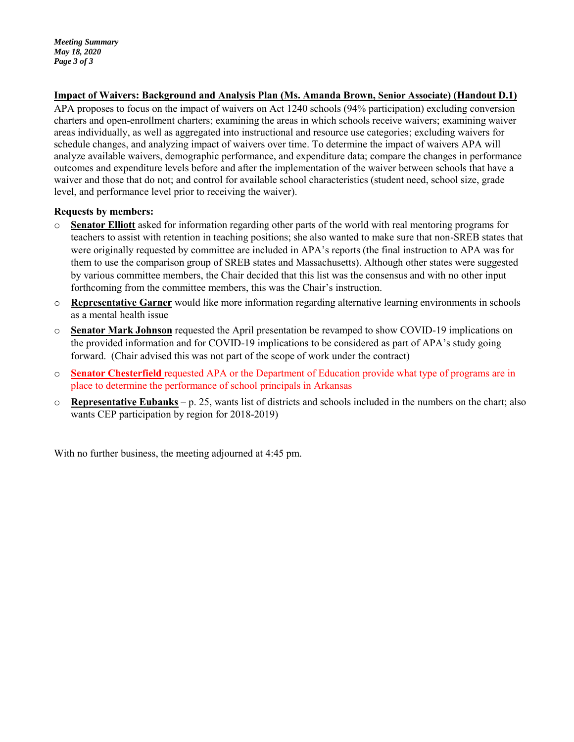**Impact of Waivers: Background and Analysis Plan (Ms. Amanda Brown, Senior Associate) (Handout D.1)**

APA proposes to focus on the impact of waivers on Act 1240 schools (94% participation) excluding conversion charters and open-enrollment charters; examining the areas in which schools receive waivers; examining waiver areas individually, as well as aggregated into instructional and resource use categories; excluding waivers for schedule changes, and analyzing impact of waivers over time. To determine the impact of waivers APA will analyze available waivers, demographic performance, and expenditure data; compare the changes in performance outcomes and expenditure levels before and after the implementation of the waiver between schools that have a waiver and those that do not; and control for available school characteristics (student need, school size, grade level, and performance level prior to receiving the waiver).

**Requests by members:**

- **Senator Elliott** asked for information regarding other parts of the world with real mentoring programs for teachers to assist with retention in teaching positions; she also wanted to make sure that non-SREB states that were originally requested by committee are included in APA's reports (the final instruction to APA was for them to use the comparison group of SREB states and Massachusetts). Although other states were suggested by various committee members, the Chair decided that this list was the consensus and with no other input forthcoming from the committee members, this was the Chair's instruction.
- **Representative Garner** would like more information regarding alternative learning environments in schools as a mental health issue
- **Senator Mark Johnson** requested the April presentation be revamped to show COVID-19 implications on the provided information and for COVID-19 implications to be considered as part of APA's study going forward. (Chair advised this was not part of the scope of work under the contract)
- **Senator Chesterfield** requested APA or the Department of Education provide what type of programs are in place to determine the performance of school principals in Arkansas
- **Representative Eubanks** – p. 25, wants list of districts and schools included in the numbers on the chart; also wants CEP participation by region for 2018-2019)

With no further business, the meeting adjourned at 4:45 pm.